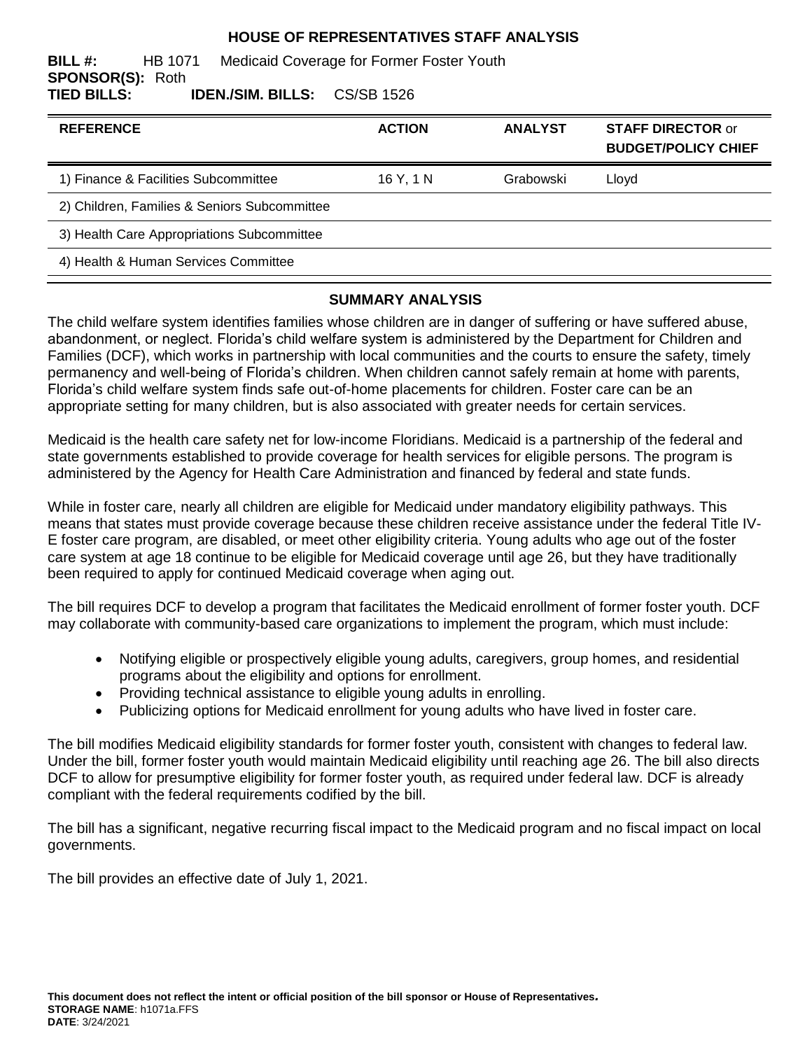# HOUSE OF REPRESENTATIVES STAFF ANALYSIS

**BILL #:** HB 1071 Medicaid Coverage for Former Foster Youth
**SPONSOR(S):** Roth
**TIED BILLS:** **IDEN./SIM. BILLS:** CS/SB 1526

| REFERENCE | ACTION | ANALYST | STAFF DIRECTOR or BUDGET/POLICY CHIEF |
|---|---|---|---|
| 1) Finance & Facilities Subcommittee | 16 Y, 1 N | Grabowski | Lloyd |
| 2) Children, Families & Seniors Subcommittee | | | |
| 3) Health Care Appropriations Subcommittee | | | |
| 4) Health & Human Services Committee | | | |

## SUMMARY ANALYSIS

The child welfare system identifies families whose children are in danger of suffering or have suffered abuse, abandonment, or neglect. Florida's child welfare system is administered by the Department for Children and Families (DCF), which works in partnership with local communities and the courts to ensure the safety, timely permanency and well-being of Florida's children. When children cannot safely remain at home with parents, Florida's child welfare system finds safe out-of-home placements for children. Foster care can be an appropriate setting for many children, but is also associated with greater needs for certain services.

Medicaid is the health care safety net for low-income Floridians. Medicaid is a partnership of the federal and state governments established to provide coverage for health services for eligible persons. The program is administered by the Agency for Health Care Administration and financed by federal and state funds.

While in foster care, nearly all children are eligible for Medicaid under mandatory eligibility pathways. This means that states must provide coverage because these children receive assistance under the federal Title IV-E foster care program, are disabled, or meet other eligibility criteria. Young adults who age out of the foster care system at age 18 continue to be eligible for Medicaid coverage until age 26, but they have traditionally been required to apply for continued Medicaid coverage when aging out.

The bill requires DCF to develop a program that facilitates the Medicaid enrollment of former foster youth. DCF may collaborate with community-based care organizations to implement the program, which must include:

- Notifying eligible or prospectively eligible young adults, caregivers, group homes, and residential programs about the eligibility and options for enrollment.
- Providing technical assistance to eligible young adults in enrolling.
- Publicizing options for Medicaid enrollment for young adults who have lived in foster care.

The bill modifies Medicaid eligibility standards for former foster youth, consistent with changes to federal law. Under the bill, former foster youth would maintain Medicaid eligibility until reaching age 26. The bill also directs DCF to allow for presumptive eligibility for former foster youth, as required under federal law. DCF is already compliant with the federal requirements codified by the bill.

The bill has a significant, negative recurring fiscal impact to the Medicaid program and no fiscal impact on local governments.

The bill provides an effective date of July 1, 2021.

**This document does not reflect the intent or official position of the bill sponsor or House of Representatives.**
**STORAGE NAME**: h1071a.FFS
**DATE**: 3/24/2021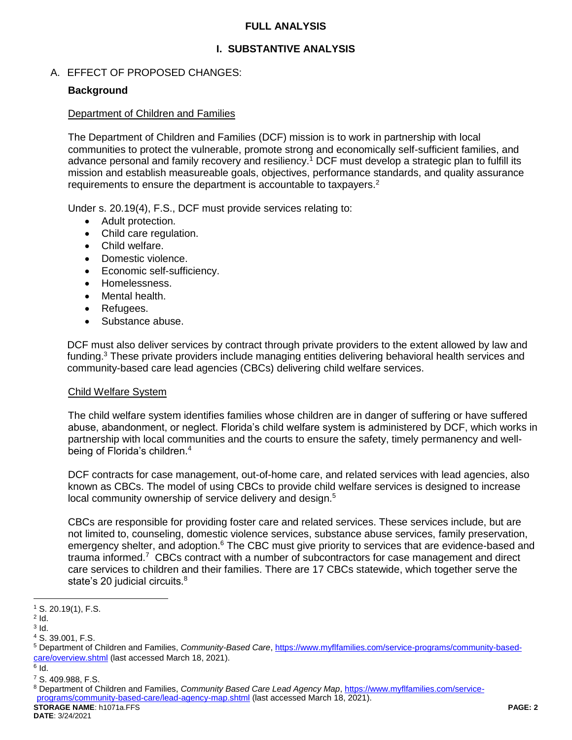# FULL ANALYSIS

## I. SUBSTANTIVE ANALYSIS

### A. EFFECT OF PROPOSED CHANGES:

**Background**

Department of Children and Families

The Department of Children and Families (DCF) mission is to work in partnership with local communities to protect the vulnerable, promote strong and economically self-sufficient families, and advance personal and family recovery and resiliency.[1] DCF must develop a strategic plan to fulfill its mission and establish measureable goals, objectives, performance standards, and quality assurance requirements to ensure the department is accountable to taxpayers.[2]

Under s. 20.19(4), F.S., DCF must provide services relating to:

- Adult protection.
- Child care regulation.
- Child welfare.
- Domestic violence.
- Economic self-sufficiency.
- Homelessness.
- Mental health.
- Refugees.
- Substance abuse.

DCF must also deliver services by contract through private providers to the extent allowed by law and funding.[3] These private providers include managing entities delivering behavioral health services and community-based care lead agencies (CBCs) delivering child welfare services.

Child Welfare System

The child welfare system identifies families whose children are in danger of suffering or have suffered abuse, abandonment, or neglect. Florida's child welfare system is administered by DCF, which works in partnership with local communities and the courts to ensure the safety, timely permanency and well-being of Florida's children.[4]

DCF contracts for case management, out-of-home care, and related services with lead agencies, also known as CBCs. The model of using CBCs to provide child welfare services is designed to increase local community ownership of service delivery and design.[5]

CBCs are responsible for providing foster care and related services. These services include, but are not limited to, counseling, domestic violence services, substance abuse services, family preservation, emergency shelter, and adoption.[6] The CBC must give priority to services that are evidence-based and trauma informed.[7] CBCs contract with a number of subcontractors for case management and direct care services to children and their families. There are 17 CBCs statewide, which together serve the state's 20 judicial circuits.[8]

---

[1] S. 20.19(1), F.S.
[2] Id.
[3] Id.
[4] S. 39.001, F.S.
[5] Department of Children and Families, *Community-Based Care*, https://www.myflfamilies.com/service-programs/community-based-care/overview.shtml (last accessed March 18, 2021).
[6] Id.
[7] S. 409.988, F.S.
[8] Department of Children and Families, *Community Based Care Lead Agency Map*, https://www.myflfamilies.com/service-programs/community-based-care/lead-agency-map.shtml (last accessed March 18, 2021).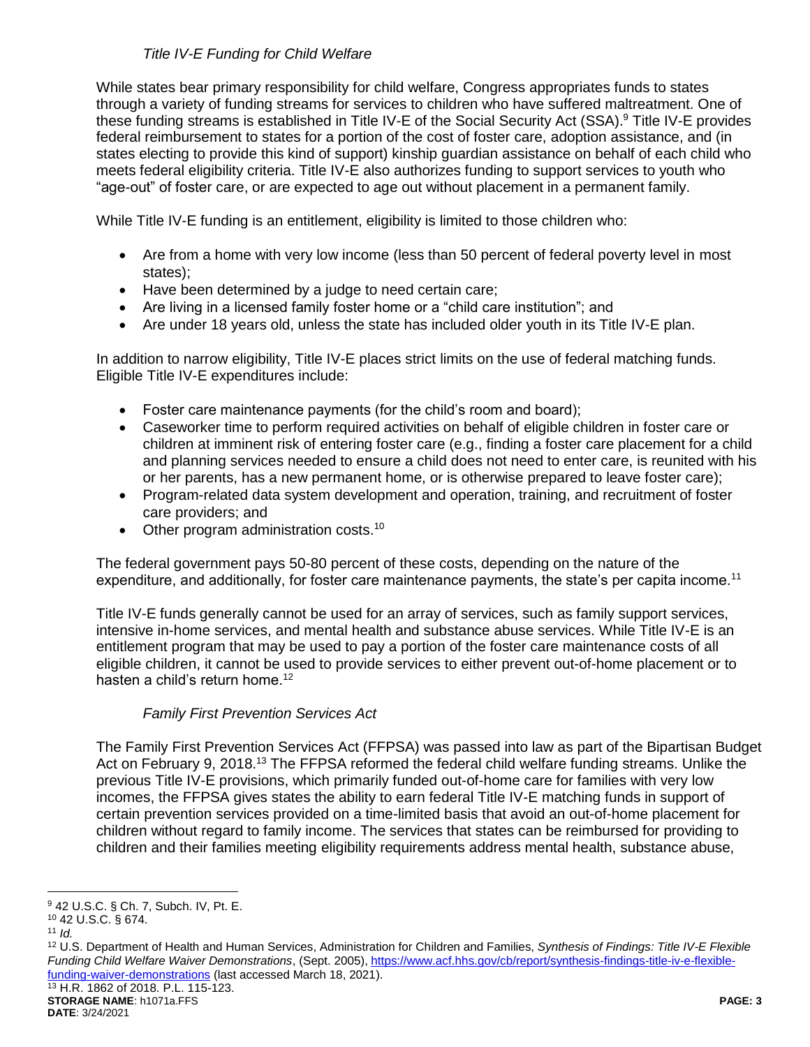### *Title IV-E Funding for Child Welfare*

While states bear primary responsibility for child welfare, Congress appropriates funds to states through a variety of funding streams for services to children who have suffered maltreatment. One of these funding streams is established in Title IV-E of the Social Security Act (SSA).[9] Title IV-E provides federal reimbursement to states for a portion of the cost of foster care, adoption assistance, and (in states electing to provide this kind of support) kinship guardian assistance on behalf of each child who meets federal eligibility criteria. Title IV-E also authorizes funding to support services to youth who "age-out" of foster care, or are expected to age out without placement in a permanent family.

While Title IV-E funding is an entitlement, eligibility is limited to those children who:

- Are from a home with very low income (less than 50 percent of federal poverty level in most states);
- Have been determined by a judge to need certain care;
- Are living in a licensed family foster home or a "child care institution"; and
- Are under 18 years old, unless the state has included older youth in its Title IV-E plan.

In addition to narrow eligibility, Title IV-E places strict limits on the use of federal matching funds. Eligible Title IV-E expenditures include:

- Foster care maintenance payments (for the child's room and board);
- Caseworker time to perform required activities on behalf of eligible children in foster care or children at imminent risk of entering foster care (e.g., finding a foster care placement for a child and planning services needed to ensure a child does not need to enter care, is reunited with his or her parents, has a new permanent home, or is otherwise prepared to leave foster care);
- Program-related data system development and operation, training, and recruitment of foster care providers; and
- Other program administration costs.[10]

The federal government pays 50-80 percent of these costs, depending on the nature of the expenditure, and additionally, for foster care maintenance payments, the state's per capita income.[11]

Title IV-E funds generally cannot be used for an array of services, such as family support services, intensive in-home services, and mental health and substance abuse services. While Title IV-E is an entitlement program that may be used to pay a portion of the foster care maintenance costs of all eligible children, it cannot be used to provide services to either prevent out-of-home placement or to hasten a child's return home.[12]

### *Family First Prevention Services Act*

The Family First Prevention Services Act (FFPSA) was passed into law as part of the Bipartisan Budget Act on February 9, 2018.[13] The FFPSA reformed the federal child welfare funding streams. Unlike the previous Title IV-E provisions, which primarily funded out-of-home care for families with very low incomes, the FFPSA gives states the ability to earn federal Title IV-E matching funds in support of certain prevention services provided on a time-limited basis that avoid an out-of-home placement for children without regard to family income. The services that states can be reimbursed for providing to children and their families meeting eligibility requirements address mental health, substance abuse,

---

[9] 42 U.S.C. § Ch. 7, Subch. IV, Pt. E.

[10] 42 U.S.C. § 674.

[11] *Id.*

[12] U.S. Department of Health and Human Services, Administration for Children and Families, *Synthesis of Findings: Title IV-E Flexible Funding Child Welfare Waiver Demonstrations*, (Sept. 2005), https://www.acf.hhs.gov/cb/report/synthesis-findings-title-iv-e-flexible-funding-waiver-demonstrations (last accessed March 18, 2021).

[13] H.R. 1862 of 2018. P.L. 115-123.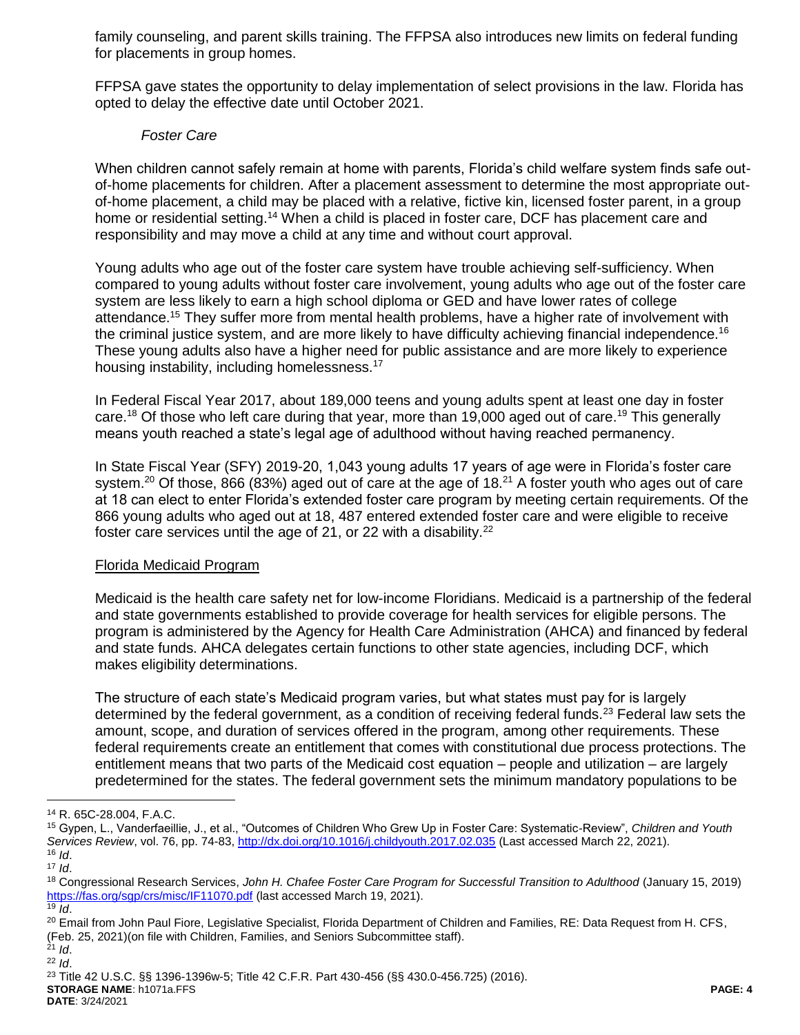family counseling, and parent skills training. The FFPSA also introduces new limits on federal funding for placements in group homes.

FFPSA gave states the opportunity to delay implementation of select provisions in the law. Florida has opted to delay the effective date until October 2021.

*Foster Care*

When children cannot safely remain at home with parents, Florida's child welfare system finds safe out-of-home placements for children. After a placement assessment to determine the most appropriate out-of-home placement, a child may be placed with a relative, fictive kin, licensed foster parent, in a group home or residential setting.[14] When a child is placed in foster care, DCF has placement care and responsibility and may move a child at any time and without court approval.

Young adults who age out of the foster care system have trouble achieving self-sufficiency. When compared to young adults without foster care involvement, young adults who age out of the foster care system are less likely to earn a high school diploma or GED and have lower rates of college attendance.[15] They suffer more from mental health problems, have a higher rate of involvement with the criminal justice system, and are more likely to have difficulty achieving financial independence.[16] These young adults also have a higher need for public assistance and are more likely to experience housing instability, including homelessness.[17]

In Federal Fiscal Year 2017, about 189,000 teens and young adults spent at least one day in foster care.[18] Of those who left care during that year, more than 19,000 aged out of care.[19] This generally means youth reached a state's legal age of adulthood without having reached permanency.

In State Fiscal Year (SFY) 2019-20, 1,043 young adults 17 years of age were in Florida's foster care system.[20] Of those, 866 (83%) aged out of care at the age of 18.[21] A foster youth who ages out of care at 18 can elect to enter Florida's extended foster care program by meeting certain requirements. Of the 866 young adults who aged out at 18, 487 entered extended foster care and were eligible to receive foster care services until the age of 21, or 22 with a disability.[22]

<u>Florida Medicaid Program</u>

Medicaid is the health care safety net for low-income Floridians. Medicaid is a partnership of the federal and state governments established to provide coverage for health services for eligible persons. The program is administered by the Agency for Health Care Administration (AHCA) and financed by federal and state funds. AHCA delegates certain functions to other state agencies, including DCF, which makes eligibility determinations.

The structure of each state's Medicaid program varies, but what states must pay for is largely determined by the federal government, as a condition of receiving federal funds.[23] Federal law sets the amount, scope, and duration of services offered in the program, among other requirements. These federal requirements create an entitlement that comes with constitutional due process protections. The entitlement means that two parts of the Medicaid cost equation – people and utilization – are largely predetermined for the states. The federal government sets the minimum mandatory populations to be

---

[14] R. 65C-28.004, F.A.C.

[15] Gypen, L., Vanderfaeillie, J., et al., "Outcomes of Children Who Grew Up in Foster Care: Systematic-Review", *Children and Youth Services Review*, vol. 76, pp. 74-83, http://dx.doi.org/10.1016/j.childyouth.2017.02.035 (Last accessed March 22, 2021).

[16] *Id*.

[17] *Id*.

[18] Congressional Research Services, *John H. Chafee Foster Care Program for Successful Transition to Adulthood* (January 15, 2019) https://fas.org/sgp/crs/misc/IF11070.pdf (last accessed March 19, 2021).

[19] *Id*.

[20] Email from John Paul Fiore, Legislative Specialist, Florida Department of Children and Families, RE: Data Request from H. CFS, (Feb. 25, 2021)(on file with Children, Families, and Seniors Subcommittee staff).

[21] *Id*.

[22] *Id*.

[23] Title 42 U.S.C. §§ 1396-1396w-5; Title 42 C.F.R. Part 430-456 (§§ 430.0-456.725) (2016).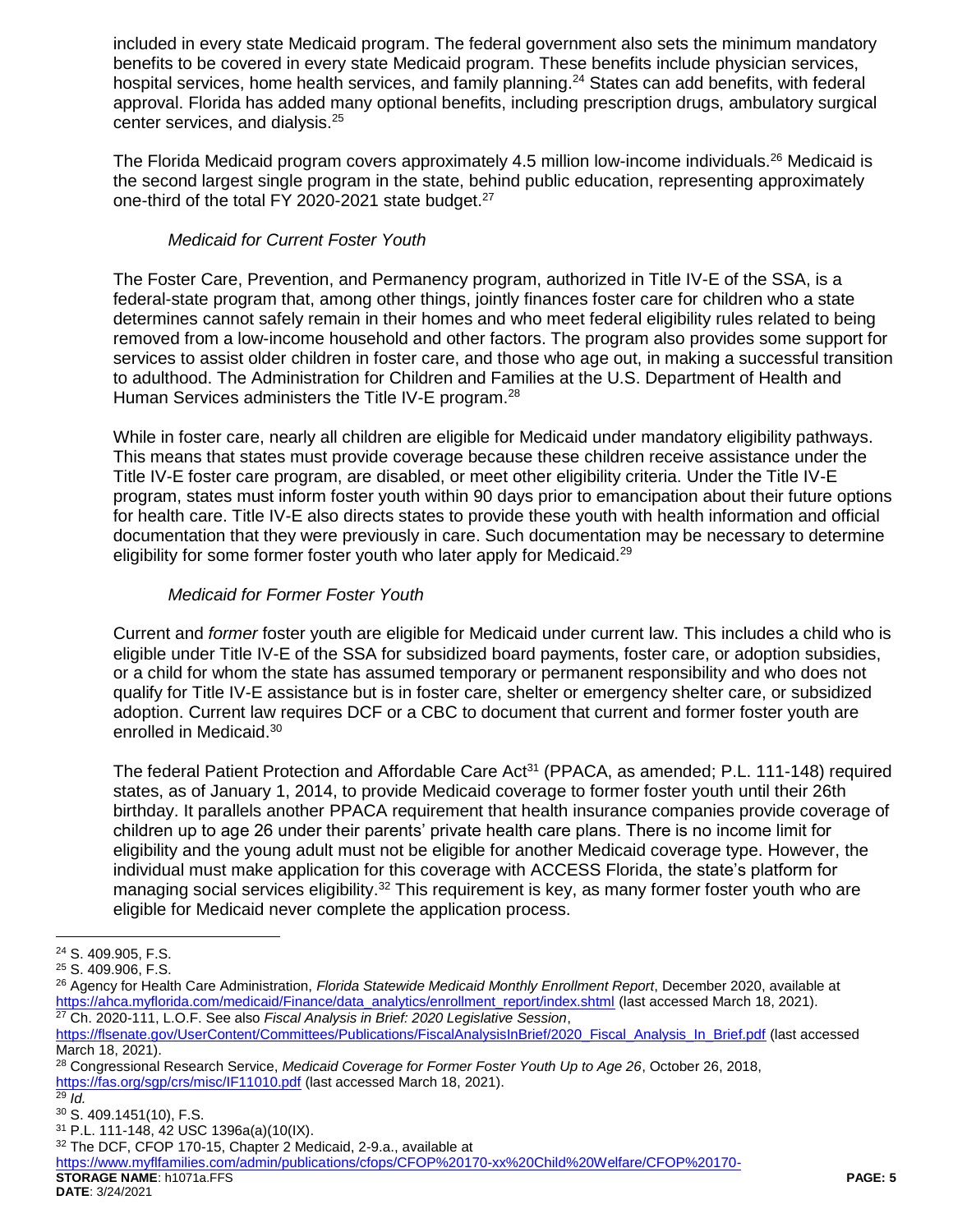included in every state Medicaid program. The federal government also sets the minimum mandatory benefits to be covered in every state Medicaid program. These benefits include physician services, hospital services, home health services, and family planning.[24] States can add benefits, with federal approval. Florida has added many optional benefits, including prescription drugs, ambulatory surgical center services, and dialysis.[25]

The Florida Medicaid program covers approximately 4.5 million low-income individuals.[26] Medicaid is the second largest single program in the state, behind public education, representing approximately one-third of the total FY 2020-2021 state budget.[27]

*Medicaid for Current Foster Youth*

The Foster Care, Prevention, and Permanency program, authorized in Title IV-E of the SSA, is a federal-state program that, among other things, jointly finances foster care for children who a state determines cannot safely remain in their homes and who meet federal eligibility rules related to being removed from a low-income household and other factors. The program also provides some support for services to assist older children in foster care, and those who age out, in making a successful transition to adulthood. The Administration for Children and Families at the U.S. Department of Health and Human Services administers the Title IV-E program.[28]

While in foster care, nearly all children are eligible for Medicaid under mandatory eligibility pathways. This means that states must provide coverage because these children receive assistance under the Title IV-E foster care program, are disabled, or meet other eligibility criteria. Under the Title IV-E program, states must inform foster youth within 90 days prior to emancipation about their future options for health care. Title IV-E also directs states to provide these youth with health information and official documentation that they were previously in care. Such documentation may be necessary to determine eligibility for some former foster youth who later apply for Medicaid.[29]

*Medicaid for Former Foster Youth*

Current and *former* foster youth are eligible for Medicaid under current law. This includes a child who is eligible under Title IV-E of the SSA for subsidized board payments, foster care, or adoption subsidies, or a child for whom the state has assumed temporary or permanent responsibility and who does not qualify for Title IV-E assistance but is in foster care, shelter or emergency shelter care, or subsidized adoption. Current law requires DCF or a CBC to document that current and former foster youth are enrolled in Medicaid.[30]

The federal Patient Protection and Affordable Care Act[31] (PPACA, as amended; P.L. 111-148) required states, as of January 1, 2014, to provide Medicaid coverage to former foster youth until their 26th birthday. It parallels another PPACA requirement that health insurance companies provide coverage of children up to age 26 under their parents' private health care plans. There is no income limit for eligibility and the young adult must not be eligible for another Medicaid coverage type. However, the individual must make application for this coverage with ACCESS Florida, the state's platform for managing social services eligibility.[32] This requirement is key, as many former foster youth who are eligible for Medicaid never complete the application process.

---

[24] S. 409.905, F.S.

[25] S. 409.906, F.S.

[26] Agency for Health Care Administration, *Florida Statewide Medicaid Monthly Enrollment Report*, December 2020, available at https://ahca.myflorida.com/medicaid/Finance/data_analytics/enrollment_report/index.shtml (last accessed March 18, 2021).

[27] Ch. 2020-111, L.O.F. See also *Fiscal Analysis in Brief: 2020 Legislative Session*, https://flsenate.gov/UserContent/Committees/Publications/FiscalAnalysisInBrief/2020_Fiscal_Analysis_In_Brief.pdf (last accessed March 18, 2021).

[28] Congressional Research Service, *Medicaid Coverage for Former Foster Youth Up to Age 26*, October 26, 2018, https://fas.org/sgp/crs/misc/IF11010.pdf (last accessed March 18, 2021).

[29] *Id.*

[30] S. 409.1451(10), F.S.

[31] P.L. 111-148, 42 USC 1396a(a)(10(IX).

[32] The DCF, CFOP 170-15, Chapter 2 Medicaid, 2-9.a., available at https://www.myflfamilies.com/admin/publications/cfops/CFOP%20170-xx%20Child%20Welfare/CFOP%20170-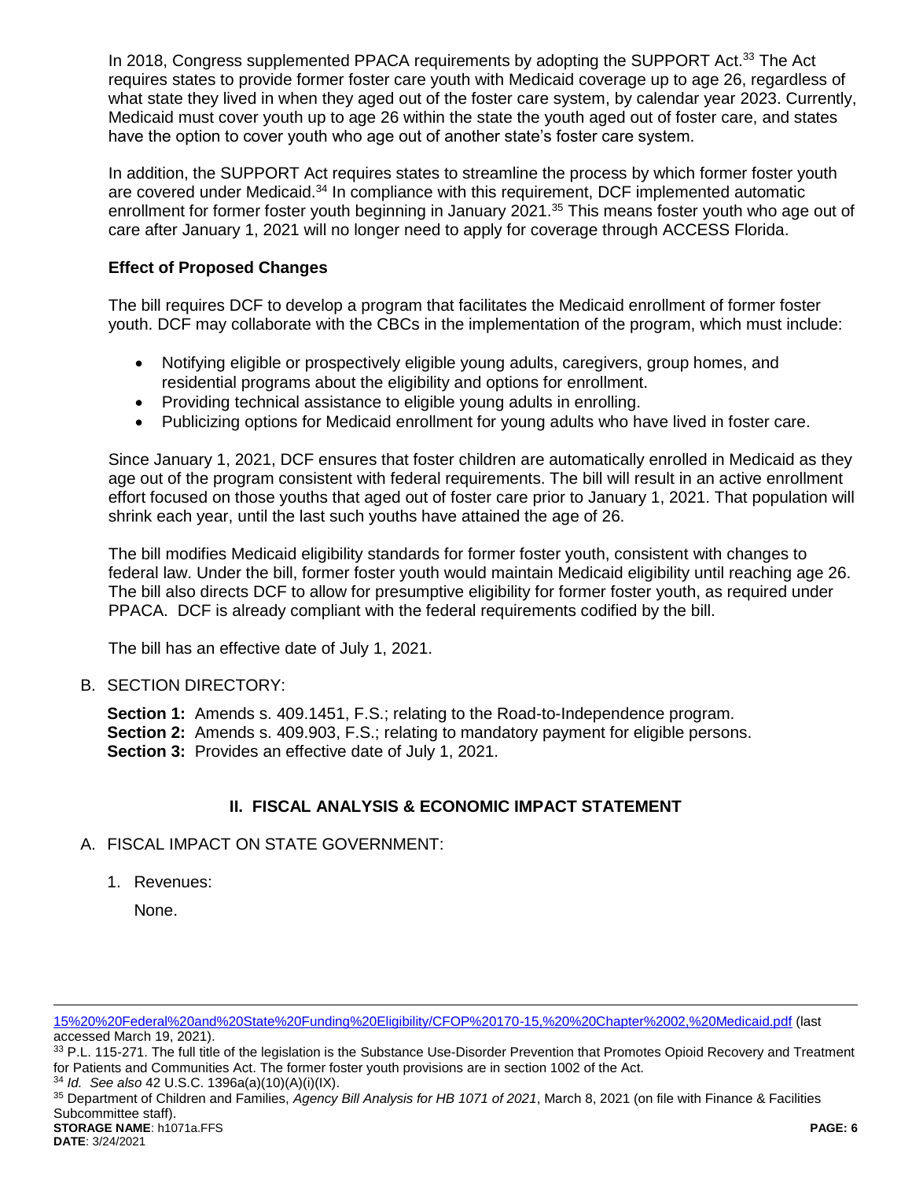In 2018, Congress supplemented PPACA requirements by adopting the SUPPORT Act.[33] The Act requires states to provide former foster care youth with Medicaid coverage up to age 26, regardless of what state they lived in when they aged out of the foster care system, by calendar year 2023. Currently, Medicaid must cover youth up to age 26 within the state the youth aged out of foster care, and states have the option to cover youth who age out of another state's foster care system.

In addition, the SUPPORT Act requires states to streamline the process by which former foster youth are covered under Medicaid.[34] In compliance with this requirement, DCF implemented automatic enrollment for former foster youth beginning in January 2021.[35] This means foster youth who age out of care after January 1, 2021 will no longer need to apply for coverage through ACCESS Florida.

**Effect of Proposed Changes**

The bill requires DCF to develop a program that facilitates the Medicaid enrollment of former foster youth. DCF may collaborate with the CBCs in the implementation of the program, which must include:

- Notifying eligible or prospectively eligible young adults, caregivers, group homes, and residential programs about the eligibility and options for enrollment.
- Providing technical assistance to eligible young adults in enrolling.
- Publicizing options for Medicaid enrollment for young adults who have lived in foster care.

Since January 1, 2021, DCF ensures that foster children are automatically enrolled in Medicaid as they age out of the program consistent with federal requirements. The bill will result in an active enrollment effort focused on those youths that aged out of foster care prior to January 1, 2021. That population will shrink each year, until the last such youths have attained the age of 26.

The bill modifies Medicaid eligibility standards for former foster youth, consistent with changes to federal law. Under the bill, former foster youth would maintain Medicaid eligibility until reaching age 26. The bill also directs DCF to allow for presumptive eligibility for former foster youth, as required under PPACA. DCF is already compliant with the federal requirements codified by the bill.

The bill has an effective date of July 1, 2021.

B. SECTION DIRECTORY:

**Section 1:** Amends s. 409.1451, F.S.; relating to the Road-to-Independence program.
**Section 2:** Amends s. 409.903, F.S.; relating to mandatory payment for eligible persons.
**Section 3:** Provides an effective date of July 1, 2021.

## II. FISCAL ANALYSIS & ECONOMIC IMPACT STATEMENT

A. FISCAL IMPACT ON STATE GOVERNMENT:

1. Revenues:

   None.

---

15%20%20Federal%20and%20State%20Funding%20Eligibility/CFOP%20170-15,%20%20Chapter%2002,%20Medicaid.pdf (last accessed March 19, 2021).

[33] P.L. 115-271. The full title of the legislation is the Substance Use-Disorder Prevention that Promotes Opioid Recovery and Treatment for Patients and Communities Act. The former foster youth provisions are in section 1002 of the Act.

[34] *Id. See also* 42 U.S.C. 1396a(a)(10)(A)(i)(IX).

[35] Department of Children and Families, *Agency Bill Analysis for HB 1071 of 2021*, March 8, 2021 (on file with Finance & Facilities Subcommittee staff).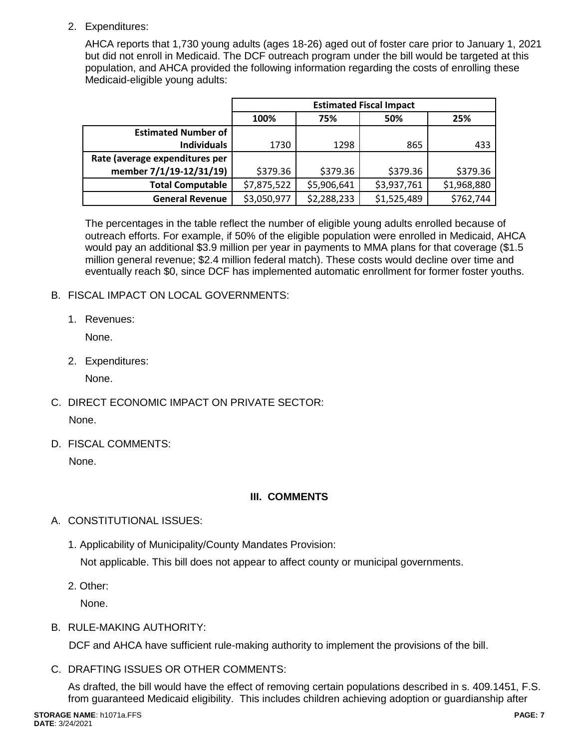2. Expenditures:

AHCA reports that 1,730 young adults (ages 18-26) aged out of foster care prior to January 1, 2021 but did not enroll in Medicaid. The DCF outreach program under the bill would be targeted at this population, and AHCA provided the following information regarding the costs of enrolling these Medicaid-eligible young adults:

| | Estimated Fiscal Impact | | | |
|---|---|---|---|---|
| | 100% | 75% | 50% | 25% |
| Estimated Number of Individuals | 1730 | 1298 | 865 | 433 |
| Rate (average expenditures per member 7/1/19-12/31/19) | $379.36 | $379.36 | $379.36 | $379.36 |
| Total Computable | $7,875,522 | $5,906,641 | $3,937,761 | $1,968,880 |
| General Revenue | $3,050,977 | $2,288,233 | $1,525,489 | $762,744 |

The percentages in the table reflect the number of eligible young adults enrolled because of outreach efforts. For example, if 50% of the eligible population were enrolled in Medicaid, AHCA would pay an additional $3.9 million per year in payments to MMA plans for that coverage ($1.5 million general revenue; $2.4 million federal match). These costs would decline over time and eventually reach $0, since DCF has implemented automatic enrollment for former foster youths.

B. FISCAL IMPACT ON LOCAL GOVERNMENTS:

1. Revenues:

None.

2. Expenditures:

None.

C. DIRECT ECONOMIC IMPACT ON PRIVATE SECTOR:

None.

D. FISCAL COMMENTS:

None.

## III. COMMENTS

A. CONSTITUTIONAL ISSUES:

1. Applicability of Municipality/County Mandates Provision:

Not applicable. This bill does not appear to affect county or municipal governments.

2. Other:

None.

B. RULE-MAKING AUTHORITY:

DCF and AHCA have sufficient rule-making authority to implement the provisions of the bill.

C. DRAFTING ISSUES OR OTHER COMMENTS:

As drafted, the bill would have the effect of removing certain populations described in s. 409.1451, F.S. from guaranteed Medicaid eligibility. This includes children achieving adoption or guardianship after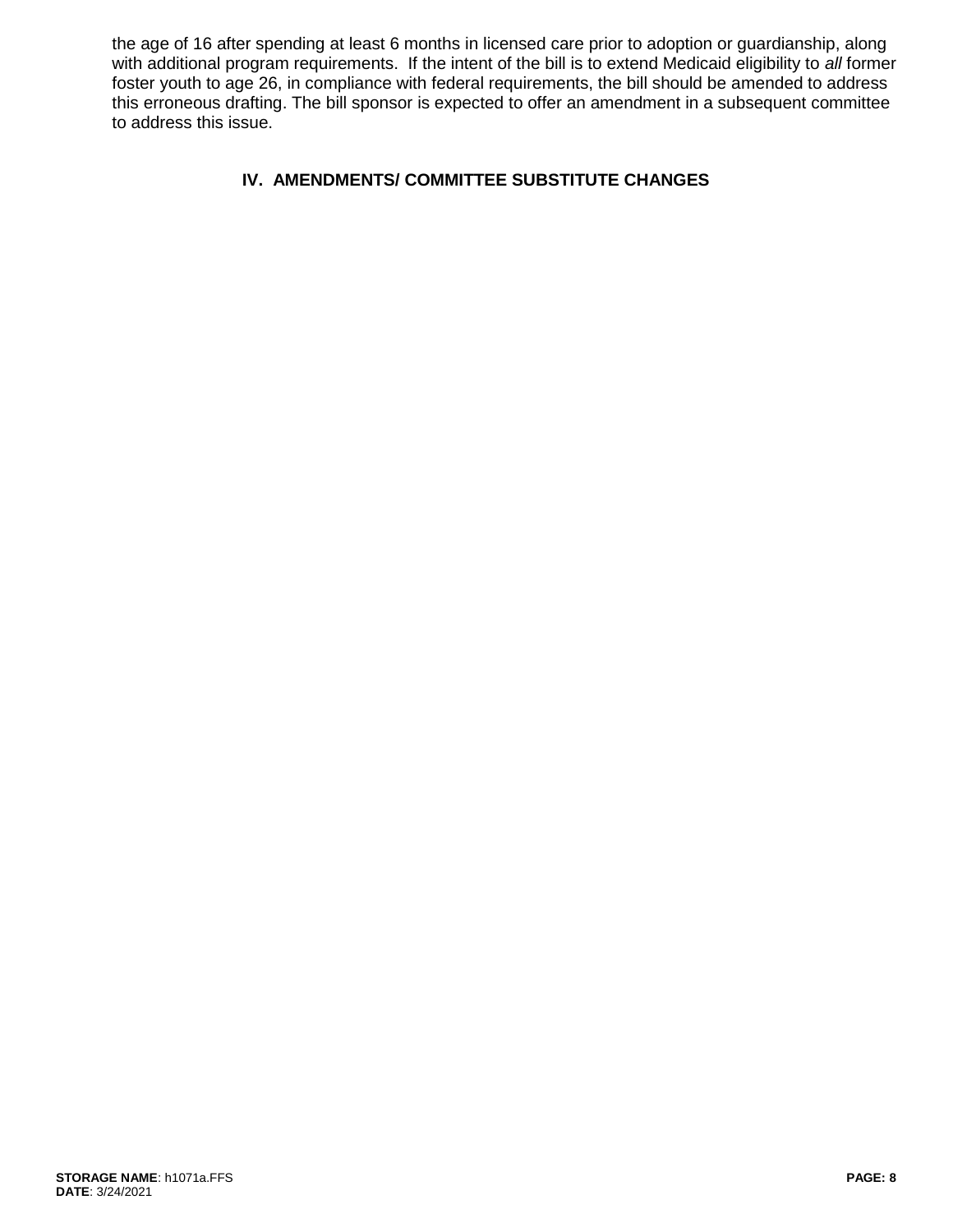the age of 16 after spending at least 6 months in licensed care prior to adoption or guardianship, along with additional program requirements. If the intent of the bill is to extend Medicaid eligibility to *all* former foster youth to age 26, in compliance with federal requirements, the bill should be amended to address this erroneous drafting. The bill sponsor is expected to offer an amendment in a subsequent committee to address this issue.

## IV. AMENDMENTS/ COMMITTEE SUBSTITUTE CHANGES